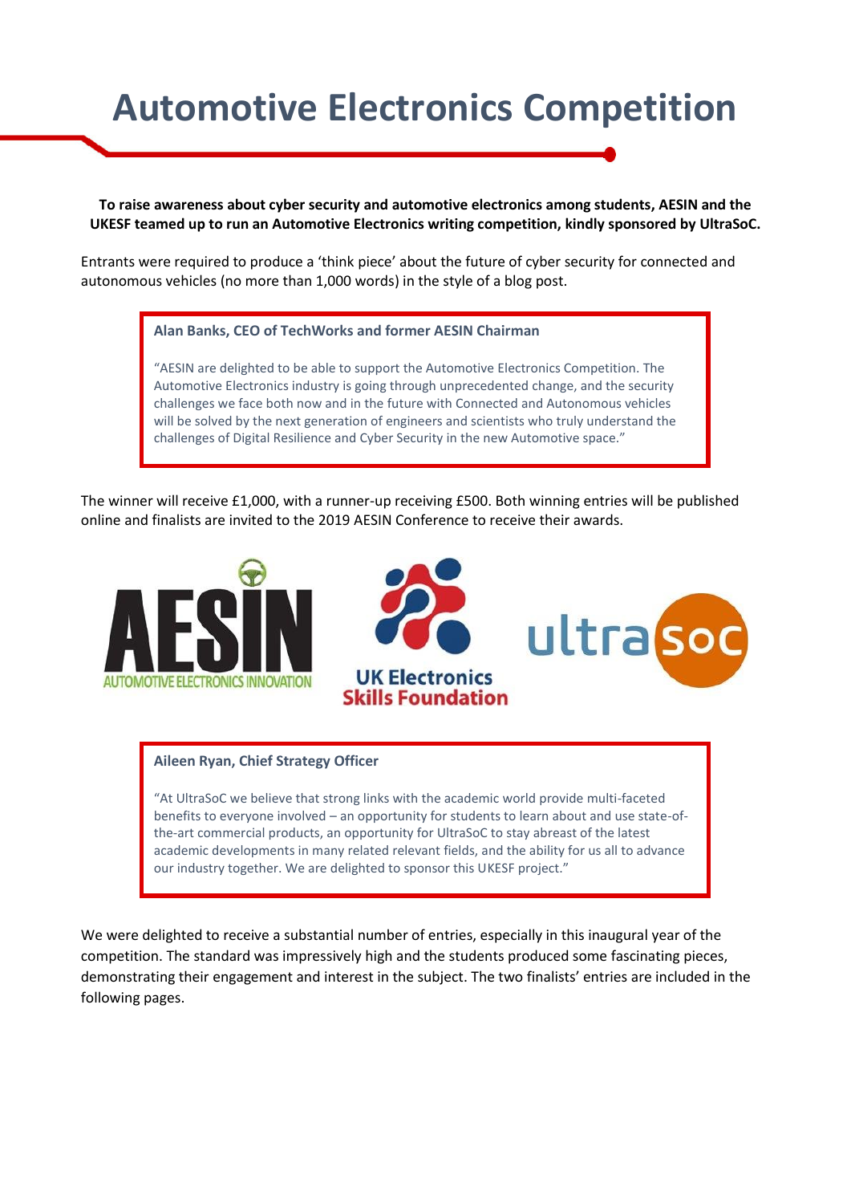# Automotive Electronics Competition

**To raise awareness about cyber security and automotive electronics among students, AESIN and the UKESF teamed up to run an Automotive Electronics writing competition, kindly sponsored by UltraSoC.**

Entrants were required to produce a 'think piece' about the future of cyber security for connected and autonomous vehicles (no more than 1,000 words) in the style of a blog post.

> **Alan Banks, CEO of TechWorks and former AESIN Chairman**
>
> "AESIN are delighted to be able to support the Automotive Electronics Competition. The Automotive Electronics industry is going through unprecedented change, and the security challenges we face both now and in the future with Connected and Autonomous vehicles will be solved by the next generation of engineers and scientists who truly understand the challenges of Digital Resilience and Cyber Security in the new Automotive space."

The winner will receive £1,000, with a runner-up receiving £500. Both winning entries will be published online and finalists are invited to the 2019 AESIN Conference to receive their awards.

AESIN AUTOMOTIVE ELECTRONICS INNOVATION

UK Electronics Skills Foundation

ultrasoc

> **Aileen Ryan, Chief Strategy Officer**
>
> "At UltraSoC we believe that strong links with the academic world provide multi-faceted benefits to everyone involved – an opportunity for students to learn about and use state-of-the-art commercial products, an opportunity for UltraSoC to stay abreast of the latest academic developments in many related relevant fields, and the ability for us all to advance our industry together. We are delighted to sponsor this UKESF project."

We were delighted to receive a substantial number of entries, especially in this inaugural year of the competition. The standard was impressively high and the students produced some fascinating pieces, demonstrating their engagement and interest in the subject. The two finalists' entries are included in the following pages.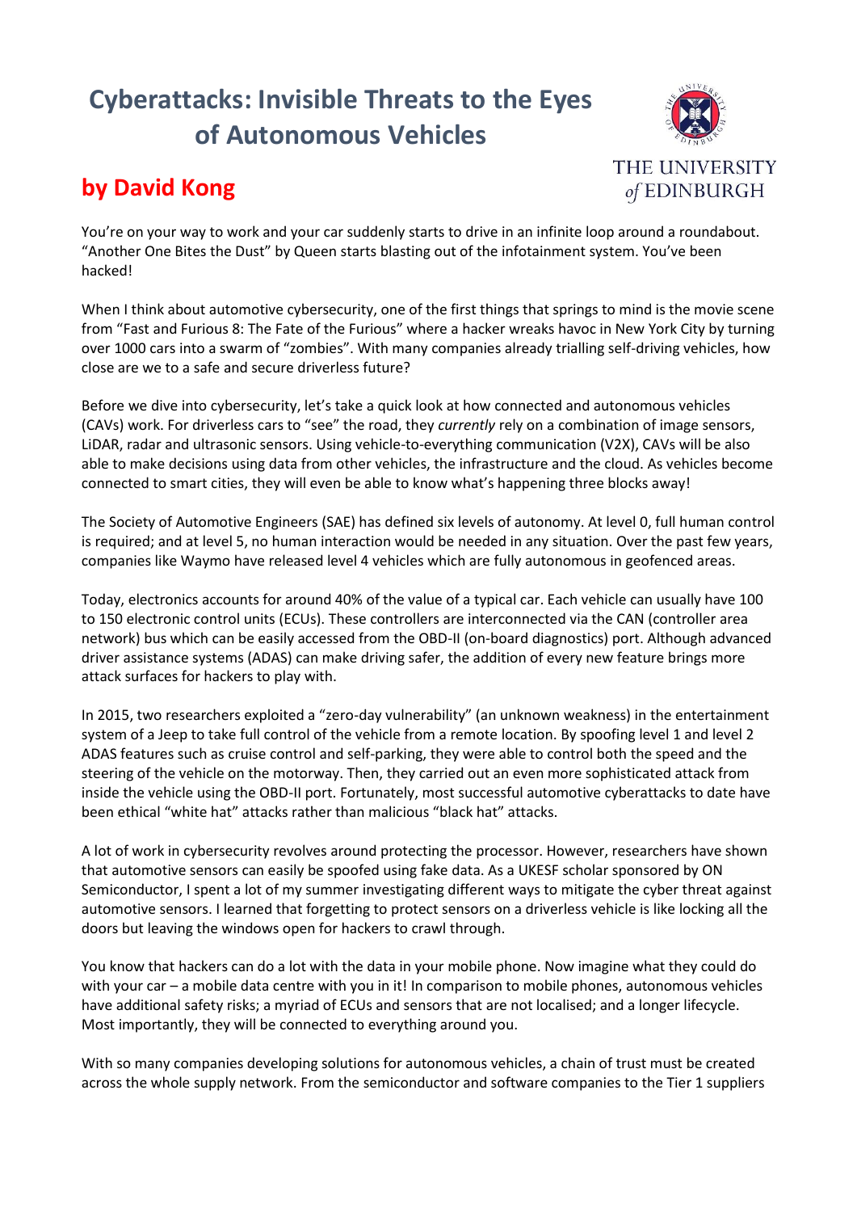# Cyberattacks: Invisible Threats to the Eyes of Autonomous Vehicles

## by David Kong

THE UNIVERSITY *of* EDINBURGH

You're on your way to work and your car suddenly starts to drive in an infinite loop around a roundabout. "Another One Bites the Dust" by Queen starts blasting out of the infotainment system. You've been hacked!

When I think about automotive cybersecurity, one of the first things that springs to mind is the movie scene from "Fast and Furious 8: The Fate of the Furious" where a hacker wreaks havoc in New York City by turning over 1000 cars into a swarm of "zombies". With many companies already trialling self-driving vehicles, how close are we to a safe and secure driverless future?

Before we dive into cybersecurity, let's take a quick look at how connected and autonomous vehicles (CAVs) work. For driverless cars to "see" the road, they *currently* rely on a combination of image sensors, LiDAR, radar and ultrasonic sensors. Using vehicle-to-everything communication (V2X), CAVs will be also able to make decisions using data from other vehicles, the infrastructure and the cloud. As vehicles become connected to smart cities, they will even be able to know what's happening three blocks away!

The Society of Automotive Engineers (SAE) has defined six levels of autonomy. At level 0, full human control is required; and at level 5, no human interaction would be needed in any situation. Over the past few years, companies like Waymo have released level 4 vehicles which are fully autonomous in geofenced areas.

Today, electronics accounts for around 40% of the value of a typical car. Each vehicle can usually have 100 to 150 electronic control units (ECUs). These controllers are interconnected via the CAN (controller area network) bus which can be easily accessed from the OBD-II (on-board diagnostics) port. Although advanced driver assistance systems (ADAS) can make driving safer, the addition of every new feature brings more attack surfaces for hackers to play with.

In 2015, two researchers exploited a "zero-day vulnerability" (an unknown weakness) in the entertainment system of a Jeep to take full control of the vehicle from a remote location. By spoofing level 1 and level 2 ADAS features such as cruise control and self-parking, they were able to control both the speed and the steering of the vehicle on the motorway. Then, they carried out an even more sophisticated attack from inside the vehicle using the OBD-II port. Fortunately, most successful automotive cyberattacks to date have been ethical "white hat" attacks rather than malicious "black hat" attacks.

A lot of work in cybersecurity revolves around protecting the processor. However, researchers have shown that automotive sensors can easily be spoofed using fake data. As a UKESF scholar sponsored by ON Semiconductor, I spent a lot of my summer investigating different ways to mitigate the cyber threat against automotive sensors. I learned that forgetting to protect sensors on a driverless vehicle is like locking all the doors but leaving the windows open for hackers to crawl through.

You know that hackers can do a lot with the data in your mobile phone. Now imagine what they could do with your car – a mobile data centre with you in it! In comparison to mobile phones, autonomous vehicles have additional safety risks; a myriad of ECUs and sensors that are not localised; and a longer lifecycle. Most importantly, they will be connected to everything around you.

With so many companies developing solutions for autonomous vehicles, a chain of trust must be created across the whole supply network. From the semiconductor and software companies to the Tier 1 suppliers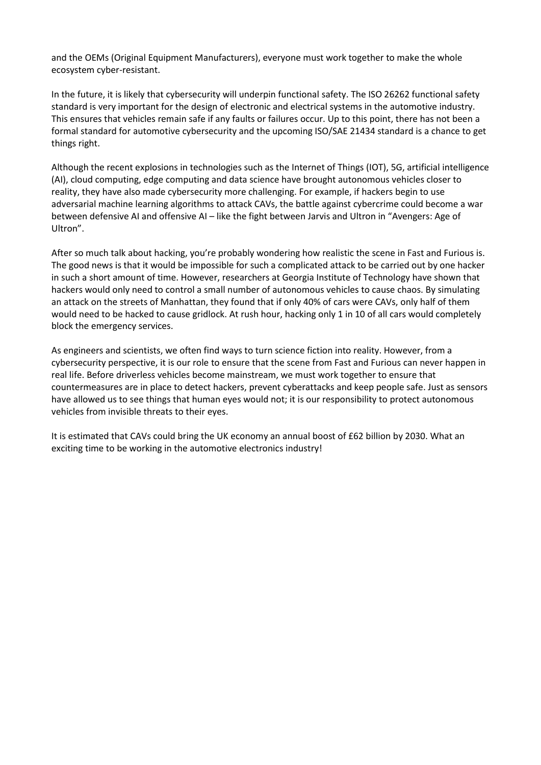and the OEMs (Original Equipment Manufacturers), everyone must work together to make the whole ecosystem cyber-resistant.

In the future, it is likely that cybersecurity will underpin functional safety. The ISO 26262 functional safety standard is very important for the design of electronic and electrical systems in the automotive industry. This ensures that vehicles remain safe if any faults or failures occur. Up to this point, there has not been a formal standard for automotive cybersecurity and the upcoming ISO/SAE 21434 standard is a chance to get things right.

Although the recent explosions in technologies such as the Internet of Things (IOT), 5G, artificial intelligence (AI), cloud computing, edge computing and data science have brought autonomous vehicles closer to reality, they have also made cybersecurity more challenging. For example, if hackers begin to use adversarial machine learning algorithms to attack CAVs, the battle against cybercrime could become a war between defensive AI and offensive AI – like the fight between Jarvis and Ultron in "Avengers: Age of Ultron".

After so much talk about hacking, you're probably wondering how realistic the scene in Fast and Furious is. The good news is that it would be impossible for such a complicated attack to be carried out by one hacker in such a short amount of time. However, researchers at Georgia Institute of Technology have shown that hackers would only need to control a small number of autonomous vehicles to cause chaos. By simulating an attack on the streets of Manhattan, they found that if only 40% of cars were CAVs, only half of them would need to be hacked to cause gridlock. At rush hour, hacking only 1 in 10 of all cars would completely block the emergency services.

As engineers and scientists, we often find ways to turn science fiction into reality. However, from a cybersecurity perspective, it is our role to ensure that the scene from Fast and Furious can never happen in real life. Before driverless vehicles become mainstream, we must work together to ensure that countermeasures are in place to detect hackers, prevent cyberattacks and keep people safe. Just as sensors have allowed us to see things that human eyes would not; it is our responsibility to protect autonomous vehicles from invisible threats to their eyes.

It is estimated that CAVs could bring the UK economy an annual boost of £62 billion by 2030. What an exciting time to be working in the automotive electronics industry!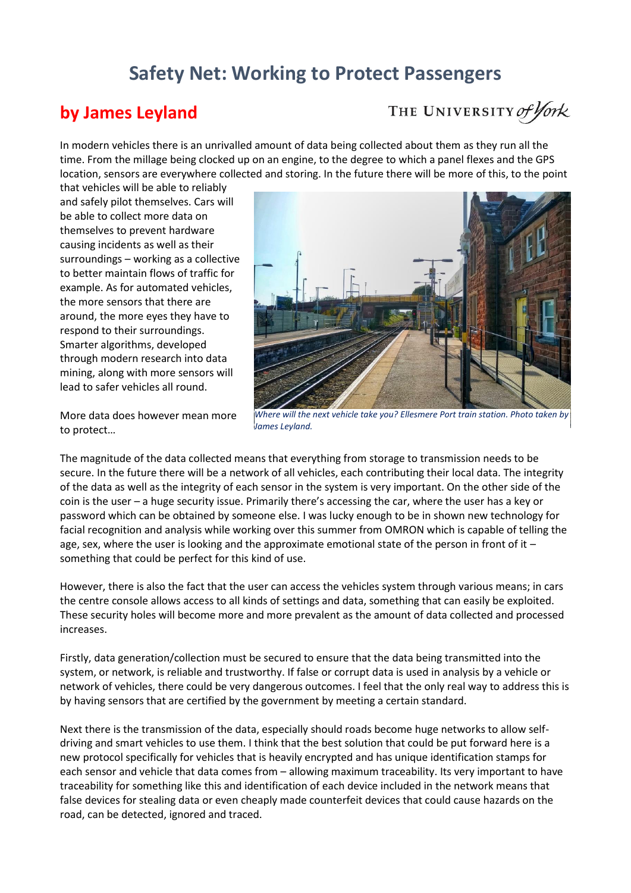# Safety Net: Working to Protect Passengers

## by James Leyland

THE UNIVERSITY *of York*

In modern vehicles there is an unrivalled amount of data being collected about them as they run all the time. From the millage being clocked up on an engine, to the degree to which a panel flexes and the GPS location, sensors are everywhere collected and storing. In the future there will be more of this, to the point that vehicles will be able to reliably and safely pilot themselves. Cars will be able to collect more data on themselves to prevent hardware causing incidents as well as their surroundings – working as a collective to better maintain flows of traffic for example. As for automated vehicles, the more sensors that there are around, the more eyes they have to respond to their surroundings. Smarter algorithms, developed through modern research into data mining, along with more sensors will lead to safer vehicles all round.

More data does however mean more to protect…

*Where will the next vehicle take you? Ellesmere Port train station. Photo taken by James Leyland.*

The magnitude of the data collected means that everything from storage to transmission needs to be secure. In the future there will be a network of all vehicles, each contributing their local data. The integrity of the data as well as the integrity of each sensor in the system is very important. On the other side of the coin is the user – a huge security issue. Primarily there's accessing the car, where the user has a key or password which can be obtained by someone else. I was lucky enough to be in shown new technology for facial recognition and analysis while working over this summer from OMRON which is capable of telling the age, sex, where the user is looking and the approximate emotional state of the person in front of it – something that could be perfect for this kind of use.

However, there is also the fact that the user can access the vehicles system through various means; in cars the centre console allows access to all kinds of settings and data, something that can easily be exploited. These security holes will become more and more prevalent as the amount of data collected and processed increases.

Firstly, data generation/collection must be secured to ensure that the data being transmitted into the system, or network, is reliable and trustworthy. If false or corrupt data is used in analysis by a vehicle or network of vehicles, there could be very dangerous outcomes. I feel that the only real way to address this is by having sensors that are certified by the government by meeting a certain standard.

Next there is the transmission of the data, especially should roads become huge networks to allow self-driving and smart vehicles to use them. I think that the best solution that could be put forward here is a new protocol specifically for vehicles that is heavily encrypted and has unique identification stamps for each sensor and vehicle that data comes from – allowing maximum traceability. Its very important to have traceability for something like this and identification of each device included in the network means that false devices for stealing data or even cheaply made counterfeit devices that could cause hazards on the road, can be detected, ignored and traced.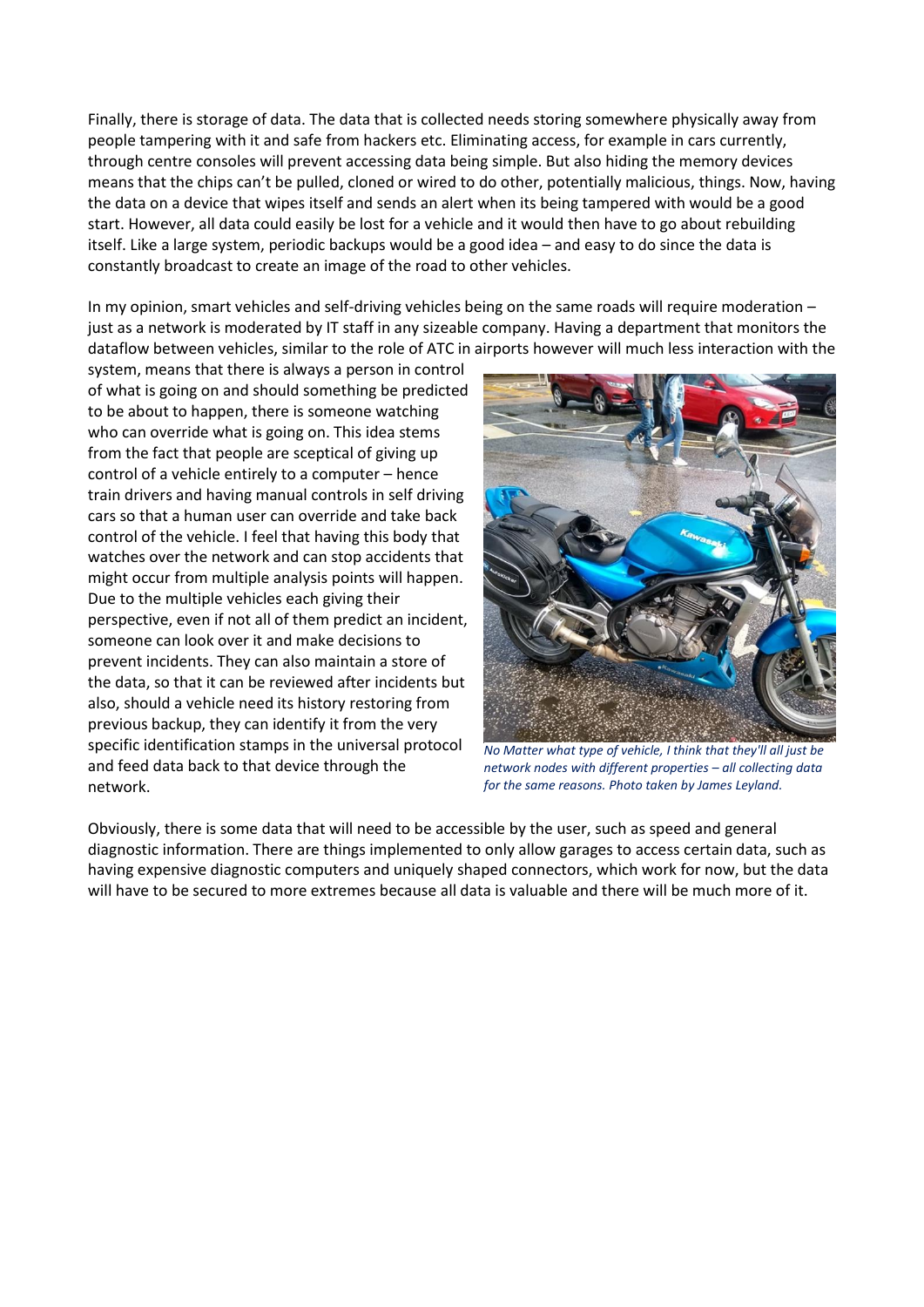Finally, there is storage of data. The data that is collected needs storing somewhere physically away from people tampering with it and safe from hackers etc. Eliminating access, for example in cars currently, through centre consoles will prevent accessing data being simple. But also hiding the memory devices means that the chips can't be pulled, cloned or wired to do other, potentially malicious, things. Now, having the data on a device that wipes itself and sends an alert when its being tampered with would be a good start. However, all data could easily be lost for a vehicle and it would then have to go about rebuilding itself. Like a large system, periodic backups would be a good idea – and easy to do since the data is constantly broadcast to create an image of the road to other vehicles.

In my opinion, smart vehicles and self-driving vehicles being on the same roads will require moderation – just as a network is moderated by IT staff in any sizeable company. Having a department that monitors the dataflow between vehicles, similar to the role of ATC in airports however will much less interaction with the system, means that there is always a person in control of what is going on and should something be predicted to be about to happen, there is someone watching who can override what is going on. This idea stems from the fact that people are sceptical of giving up control of a vehicle entirely to a computer – hence train drivers and having manual controls in self driving cars so that a human user can override and take back control of the vehicle. I feel that having this body that watches over the network and can stop accidents that might occur from multiple analysis points will happen. Due to the multiple vehicles each giving their perspective, even if not all of them predict an incident, someone can look over it and make decisions to prevent incidents. They can also maintain a store of the data, so that it can be reviewed after incidents but also, should a vehicle need its history restoring from previous backup, they can identify it from the very specific identification stamps in the universal protocol and feed data back to that device through the network.

*No Matter what type of vehicle, I think that they'll all just be network nodes with different properties – all collecting data for the same reasons. Photo taken by James Leyland.*

Obviously, there is some data that will need to be accessible by the user, such as speed and general diagnostic information. There are things implemented to only allow garages to access certain data, such as having expensive diagnostic computers and uniquely shaped connectors, which work for now, but the data will have to be secured to more extremes because all data is valuable and there will be much more of it.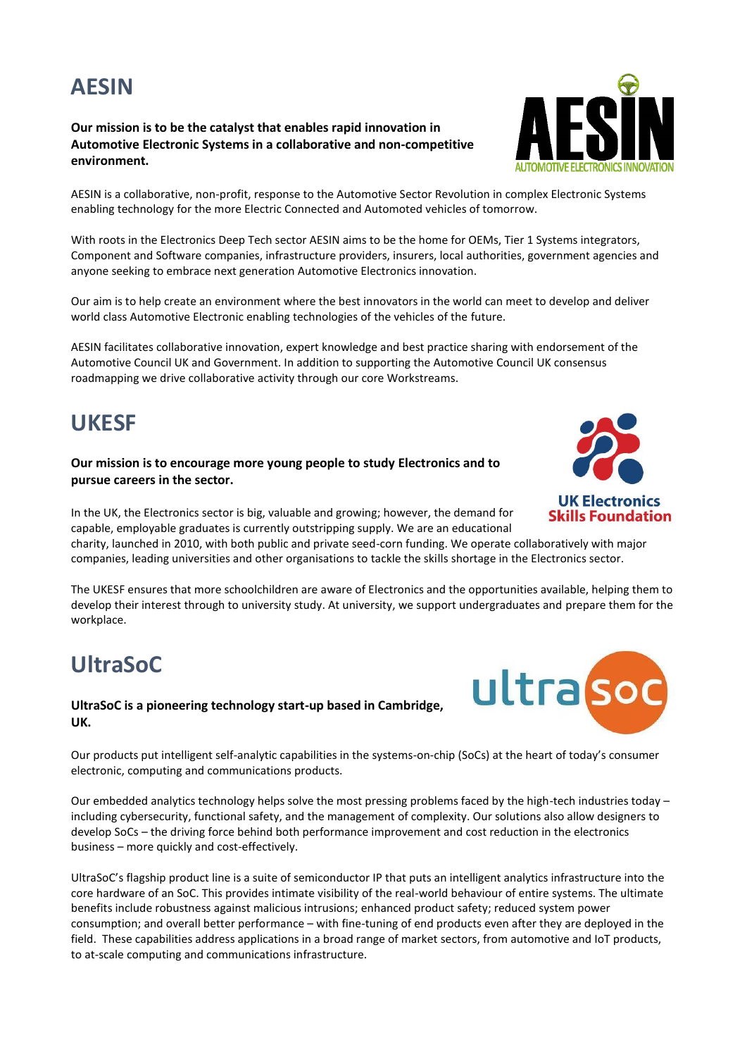## AESIN

**Our mission is to be the catalyst that enables rapid innovation in Automotive Electronic Systems in a collaborative and non-competitive environment.**

AESIN is a collaborative, non-profit, response to the Automotive Sector Revolution in complex Electronic Systems enabling technology for the more Electric Connected and Automoted vehicles of tomorrow.

With roots in the Electronics Deep Tech sector AESIN aims to be the home for OEMs, Tier 1 Systems integrators, Component and Software companies, infrastructure providers, insurers, local authorities, government agencies and anyone seeking to embrace next generation Automotive Electronics innovation.

Our aim is to help create an environment where the best innovators in the world can meet to develop and deliver world class Automotive Electronic enabling technologies of the vehicles of the future.

AESIN facilitates collaborative innovation, expert knowledge and best practice sharing with endorsement of the Automotive Council UK and Government. In addition to supporting the Automotive Council UK consensus roadmapping we drive collaborative activity through our core Workstreams.

## UKESF

**Our mission is to encourage more young people to study Electronics and to pursue careers in the sector.**

In the UK, the Electronics sector is big, valuable and growing; however, the demand for capable, employable graduates is currently outstripping supply. We are an educational charity, launched in 2010, with both public and private seed-corn funding. We operate collaboratively with major companies, leading universities and other organisations to tackle the skills shortage in the Electronics sector.

The UKESF ensures that more schoolchildren are aware of Electronics and the opportunities available, helping them to develop their interest through to university study. At university, we support undergraduates and prepare them for the workplace.

## UltraSoC

**UltraSoC is a pioneering technology start-up based in Cambridge, UK.**

Our products put intelligent self-analytic capabilities in the systems-on-chip (SoCs) at the heart of today's consumer electronic, computing and communications products.

Our embedded analytics technology helps solve the most pressing problems faced by the high-tech industries today – including cybersecurity, functional safety, and the management of complexity. Our solutions also allow designers to develop SoCs – the driving force behind both performance improvement and cost reduction in the electronics business – more quickly and cost-effectively.

UltraSoC's flagship product line is a suite of semiconductor IP that puts an intelligent analytics infrastructure into the core hardware of an SoC. This provides intimate visibility of the real-world behaviour of entire systems. The ultimate benefits include robustness against malicious intrusions; enhanced product safety; reduced system power consumption; and overall better performance – with fine-tuning of end products even after they are deployed in the field. These capabilities address applications in a broad range of market sectors, from automotive and IoT products, to at-scale computing and communications infrastructure.